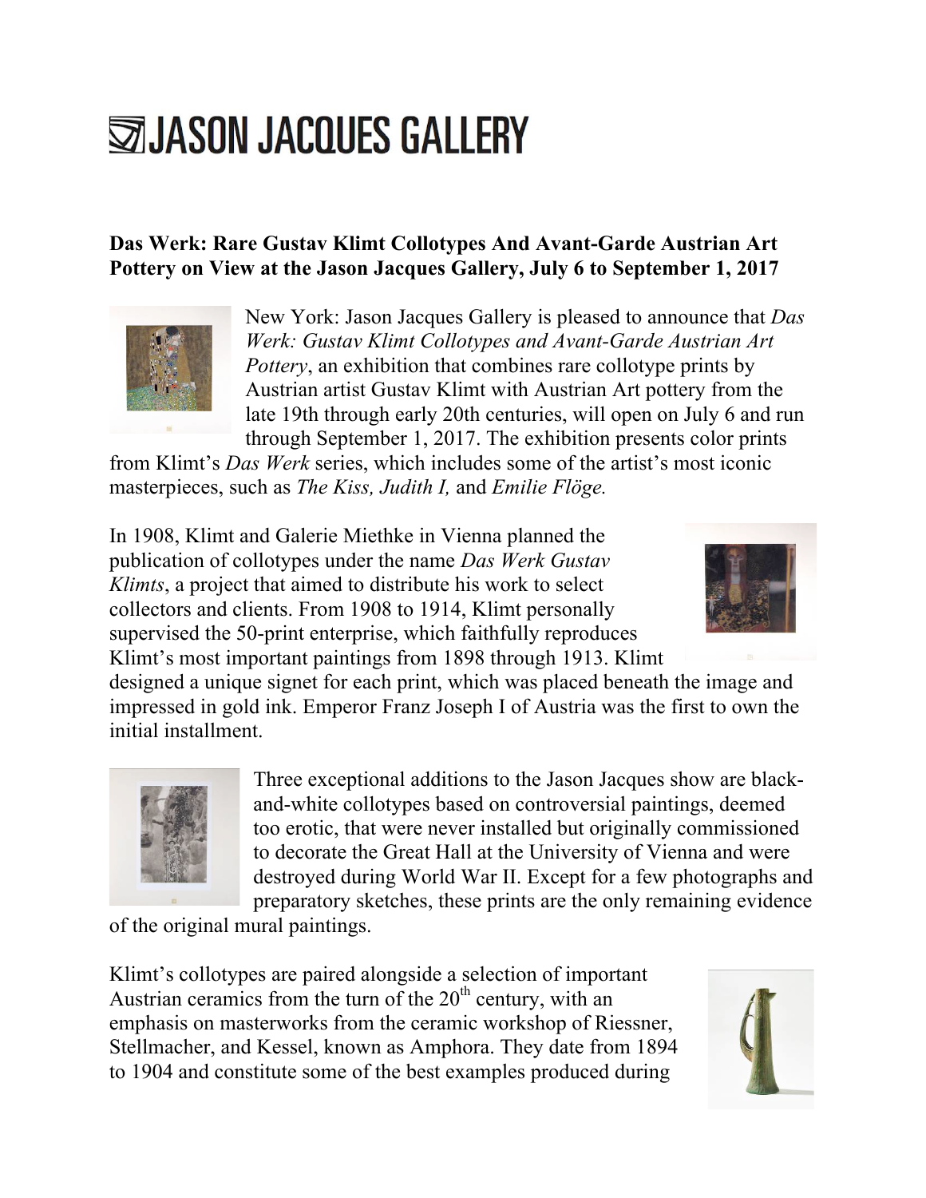# JASON JACQUES GALLERY

**Das Werk: Rare Gustav Klimt Collotypes And Avant-Garde Austrian Art Pottery on View at the Jason Jacques Gallery, July 6 to September 1, 2017**

New York: Jason Jacques Gallery is pleased to announce that *Das Werk: Gustav Klimt Collotypes and Avant-Garde Austrian Art Pottery*, an exhibition that combines rare collotype prints by Austrian artist Gustav Klimt with Austrian Art pottery from the late 19th through early 20th centuries, will open on July 6 and run through September 1, 2017. The exhibition presents color prints from Klimt's *Das Werk* series, which includes some of the artist's most iconic masterpieces, such as *The Kiss, Judith I,* and *Emilie Flöge.*

In 1908, Klimt and Galerie Miethke in Vienna planned the publication of collotypes under the name *Das Werk Gustav Klimts*, a project that aimed to distribute his work to select collectors and clients. From 1908 to 1914, Klimt personally supervised the 50-print enterprise, which faithfully reproduces Klimt's most important paintings from 1898 through 1913. Klimt designed a unique signet for each print, which was placed beneath the image and impressed in gold ink. Emperor Franz Joseph I of Austria was the first to own the initial installment.

Three exceptional additions to the Jason Jacques show are black-and-white collotypes based on controversial paintings, deemed too erotic, that were never installed but originally commissioned to decorate the Great Hall at the University of Vienna and were destroyed during World War II. Except for a few photographs and preparatory sketches, these prints are the only remaining evidence of the original mural paintings.

Klimt's collotypes are paired alongside a selection of important Austrian ceramics from the turn of the 20th century, with an emphasis on masterworks from the ceramic workshop of Riessner, Stellmacher, and Kessel, known as Amphora. They date from 1894 to 1904 and constitute some of the best examples produced during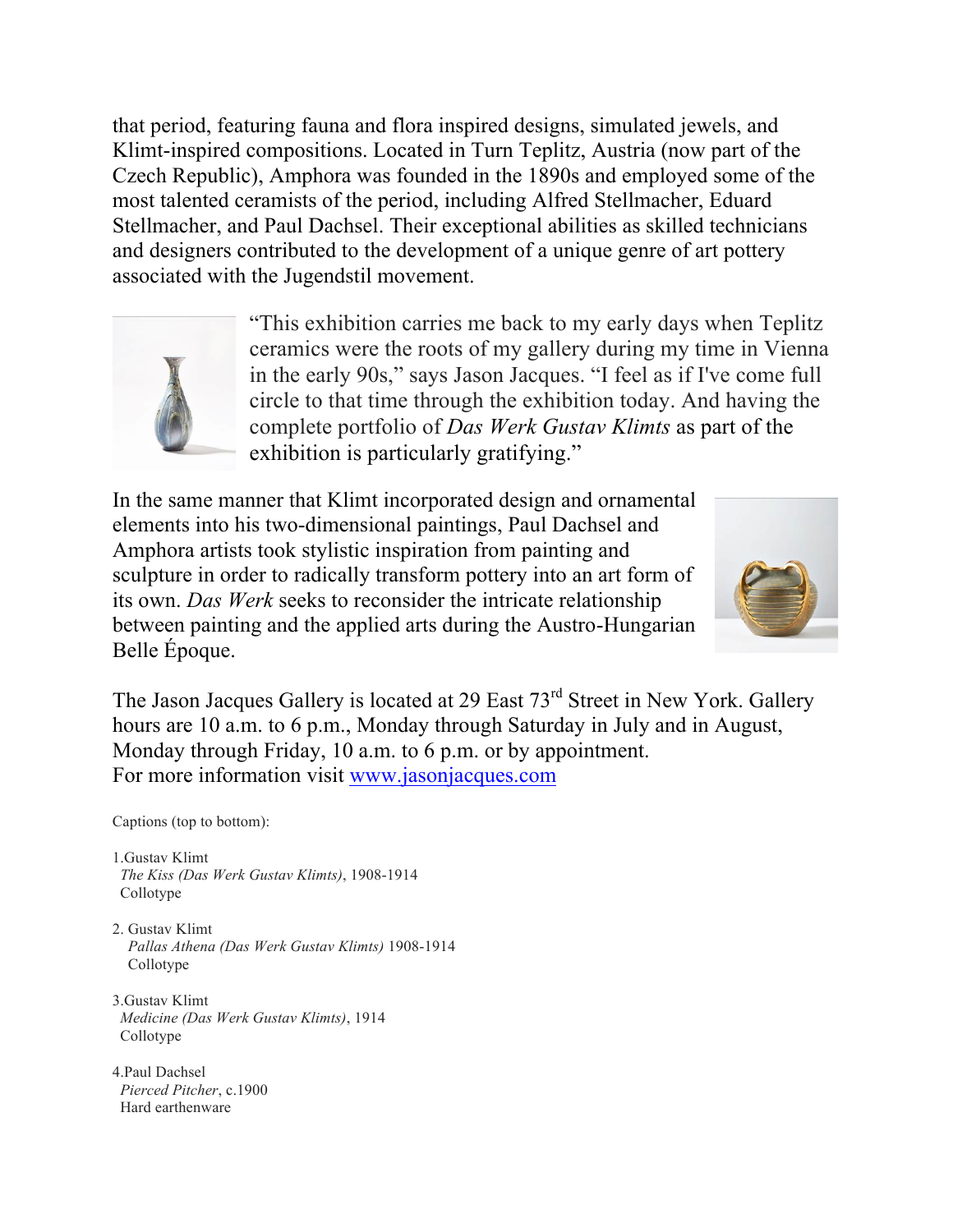that period, featuring fauna and flora inspired designs, simulated jewels, and Klimt-inspired compositions. Located in Turn Teplitz, Austria (now part of the Czech Republic), Amphora was founded in the 1890s and employed some of the most talented ceramists of the period, including Alfred Stellmacher, Eduard Stellmacher, and Paul Dachsel. Their exceptional abilities as skilled technicians and designers contributed to the development of a unique genre of art pottery associated with the Jugendstil movement.

"This exhibition carries me back to my early days when Teplitz ceramics were the roots of my gallery during my time in Vienna in the early 90s," says Jason Jacques. "I feel as if I've come full circle to that time through the exhibition today. And having the complete portfolio of *Das Werk Gustav Klimts* as part of the exhibition is particularly gratifying."

In the same manner that Klimt incorporated design and ornamental elements into his two-dimensional paintings, Paul Dachsel and Amphora artists took stylistic inspiration from painting and sculpture in order to radically transform pottery into an art form of its own. *Das Werk* seeks to reconsider the intricate relationship between painting and the applied arts during the Austro-Hungarian Belle Époque.

The Jason Jacques Gallery is located at 29 East 73rd Street in New York. Gallery hours are 10 a.m. to 6 p.m., Monday through Saturday in July and in August, Monday through Friday, 10 a.m. to 6 p.m. or by appointment.
For more information visit [www.jasonjacques.com](http://www.jasonjacques.com)

Captions (top to bottom):

1. Gustav Klimt
   *The Kiss (Das Werk Gustav Klimts)*, 1908-1914
   Collotype

2. Gustav Klimt
   *Pallas Athena (Das Werk Gustav Klimts)* 1908-1914
   Collotype

3. Gustav Klimt
   *Medicine (Das Werk Gustav Klimts)*, 1914
   Collotype

4. Paul Dachsel
   *Pierced Pitcher*, c.1900
   Hard earthenware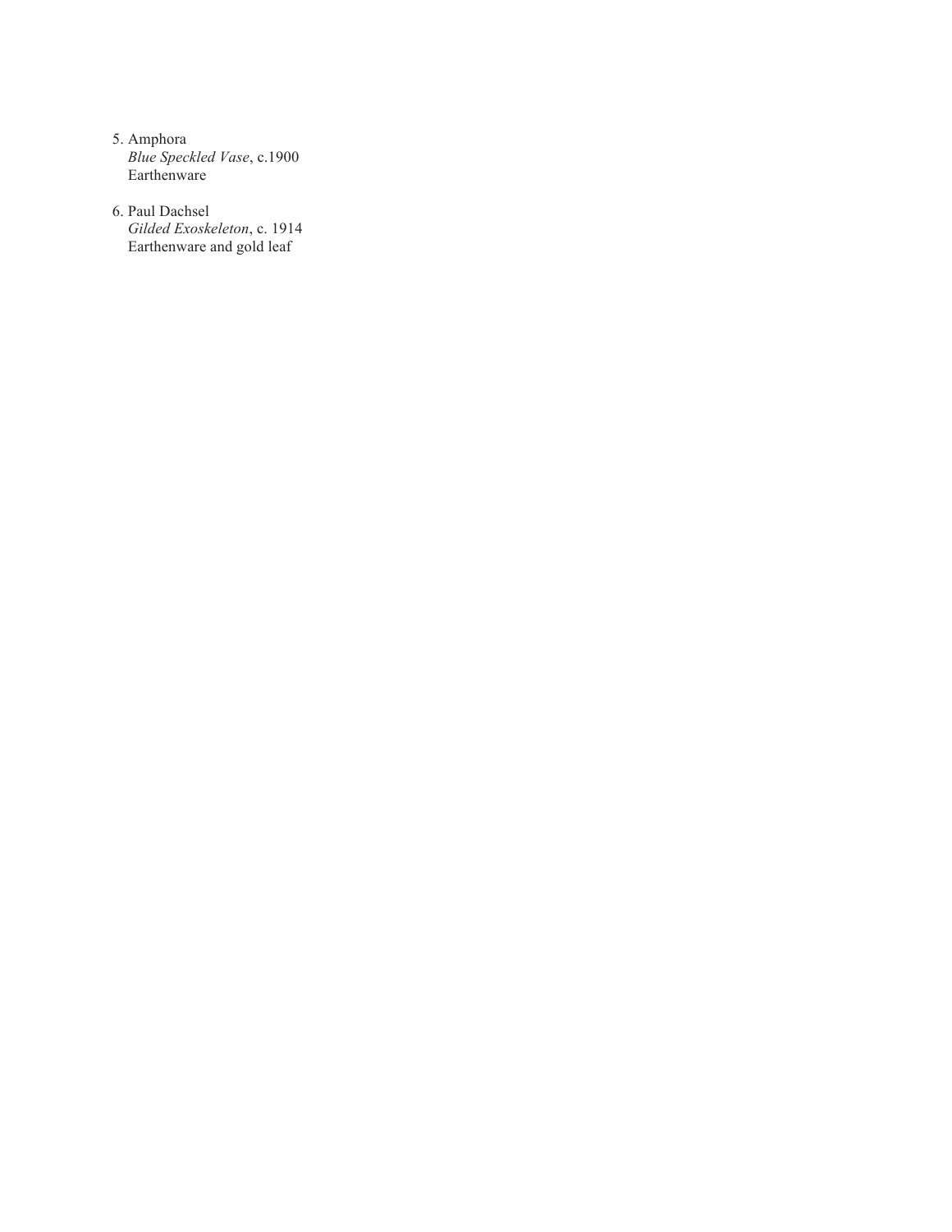5. Amphora  
   *Blue Speckled Vase*, c.1900  
   Earthenware

6. Paul Dachsel  
   *Gilded Exoskeleton*, c. 1914  
   Earthenware and gold leaf